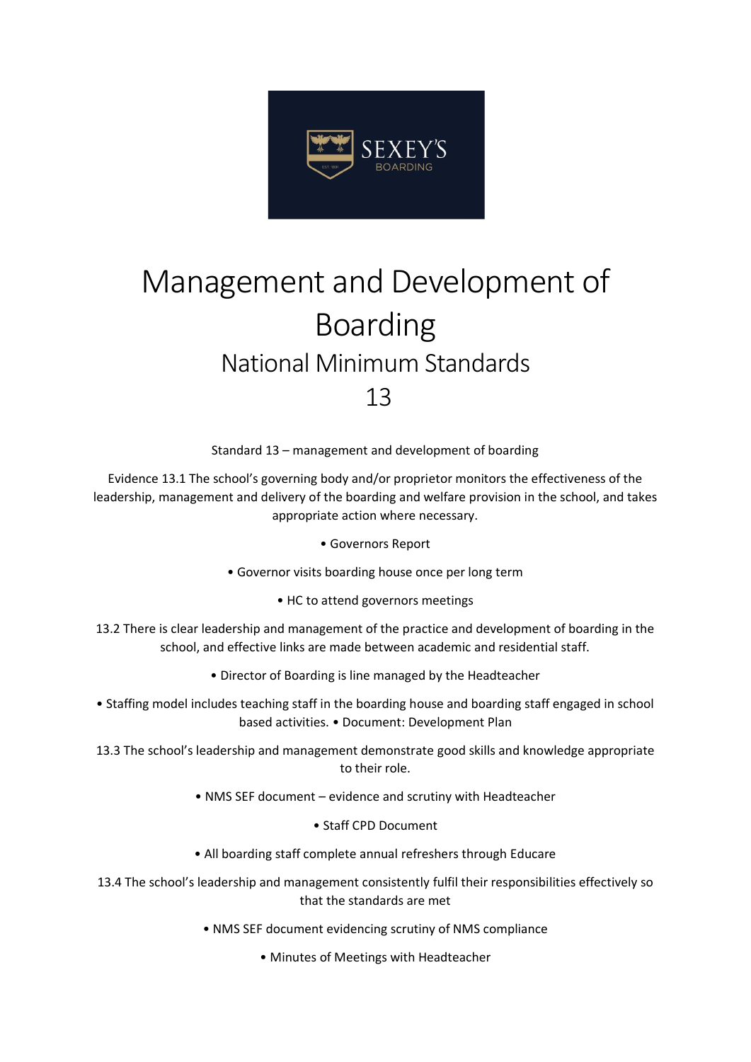# Management and Development of Boarding

## National Minimum Standards

## 13

Standard 13 – management and development of boarding

Evidence 13.1 The school's governing body and/or proprietor monitors the effectiveness of the leadership, management and delivery of the boarding and welfare provision in the school, and takes appropriate action where necessary.

- Governors Report
- Governor visits boarding house once per long term
- HC to attend governors meetings

13.2 There is clear leadership and management of the practice and development of boarding in the school, and effective links are made between academic and residential staff.

- Director of Boarding is line managed by the Headteacher
- Staffing model includes teaching staff in the boarding house and boarding staff engaged in school based activities. • Document: Development Plan

13.3 The school's leadership and management demonstrate good skills and knowledge appropriate to their role.

- NMS SEF document – evidence and scrutiny with Headteacher
- Staff CPD Document
- All boarding staff complete annual refreshers through Educare

13.4 The school's leadership and management consistently fulfil their responsibilities effectively so that the standards are met

- NMS SEF document evidencing scrutiny of NMS compliance
- Minutes of Meetings with Headteacher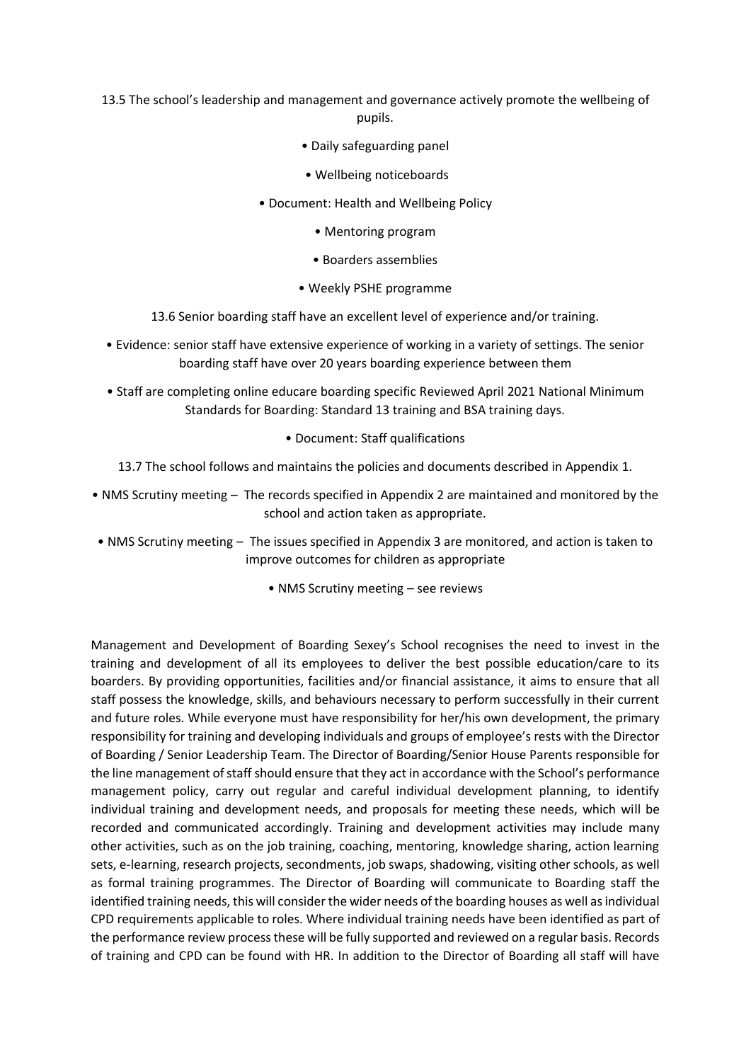13.5 The school's leadership and management and governance actively promote the wellbeing of pupils.

- Daily safeguarding panel
- Wellbeing noticeboards
- Document: Health and Wellbeing Policy
- Mentoring program
- Boarders assemblies
- Weekly PSHE programme

13.6 Senior boarding staff have an excellent level of experience and/or training.

- Evidence: senior staff have extensive experience of working in a variety of settings. The senior boarding staff have over 20 years boarding experience between them
- Staff are completing online educare boarding specific Reviewed April 2021 National Minimum Standards for Boarding: Standard 13 training and BSA training days.
- Document: Staff qualifications

13.7 The school follows and maintains the policies and documents described in Appendix 1.

- NMS Scrutiny meeting – The records specified in Appendix 2 are maintained and monitored by the school and action taken as appropriate.
- NMS Scrutiny meeting – The issues specified in Appendix 3 are monitored, and action is taken to improve outcomes for children as appropriate
- NMS Scrutiny meeting – see reviews

Management and Development of Boarding Sexey's School recognises the need to invest in the training and development of all its employees to deliver the best possible education/care to its boarders. By providing opportunities, facilities and/or financial assistance, it aims to ensure that all staff possess the knowledge, skills, and behaviours necessary to perform successfully in their current and future roles. While everyone must have responsibility for her/his own development, the primary responsibility for training and developing individuals and groups of employee's rests with the Director of Boarding / Senior Leadership Team. The Director of Boarding/Senior House Parents responsible for the line management of staff should ensure that they act in accordance with the School's performance management policy, carry out regular and careful individual development planning, to identify individual training and development needs, and proposals for meeting these needs, which will be recorded and communicated accordingly. Training and development activities may include many other activities, such as on the job training, coaching, mentoring, knowledge sharing, action learning sets, e-learning, research projects, secondments, job swaps, shadowing, visiting other schools, as well as formal training programmes. The Director of Boarding will communicate to Boarding staff the identified training needs, this will consider the wider needs of the boarding houses as well as individual CPD requirements applicable to roles. Where individual training needs have been identified as part of the performance review process these will be fully supported and reviewed on a regular basis. Records of training and CPD can be found with HR. In addition to the Director of Boarding all staff will have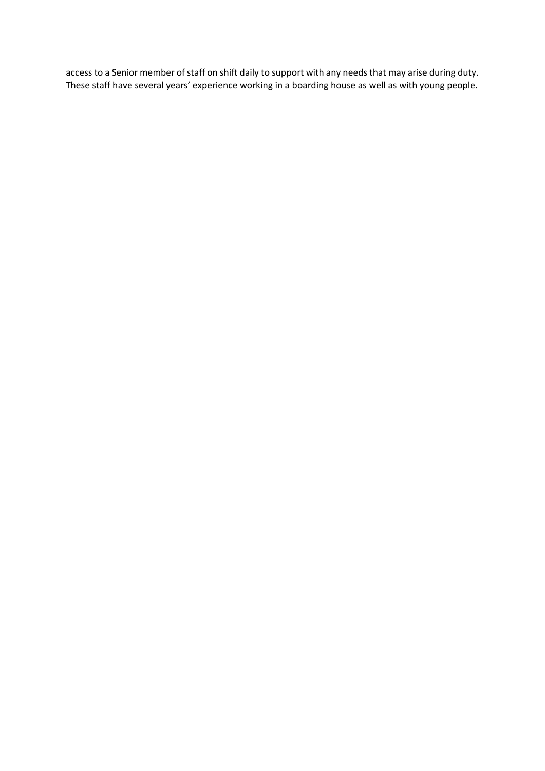access to a Senior member of staff on shift daily to support with any needs that may arise during duty. These staff have several years' experience working in a boarding house as well as with young people.